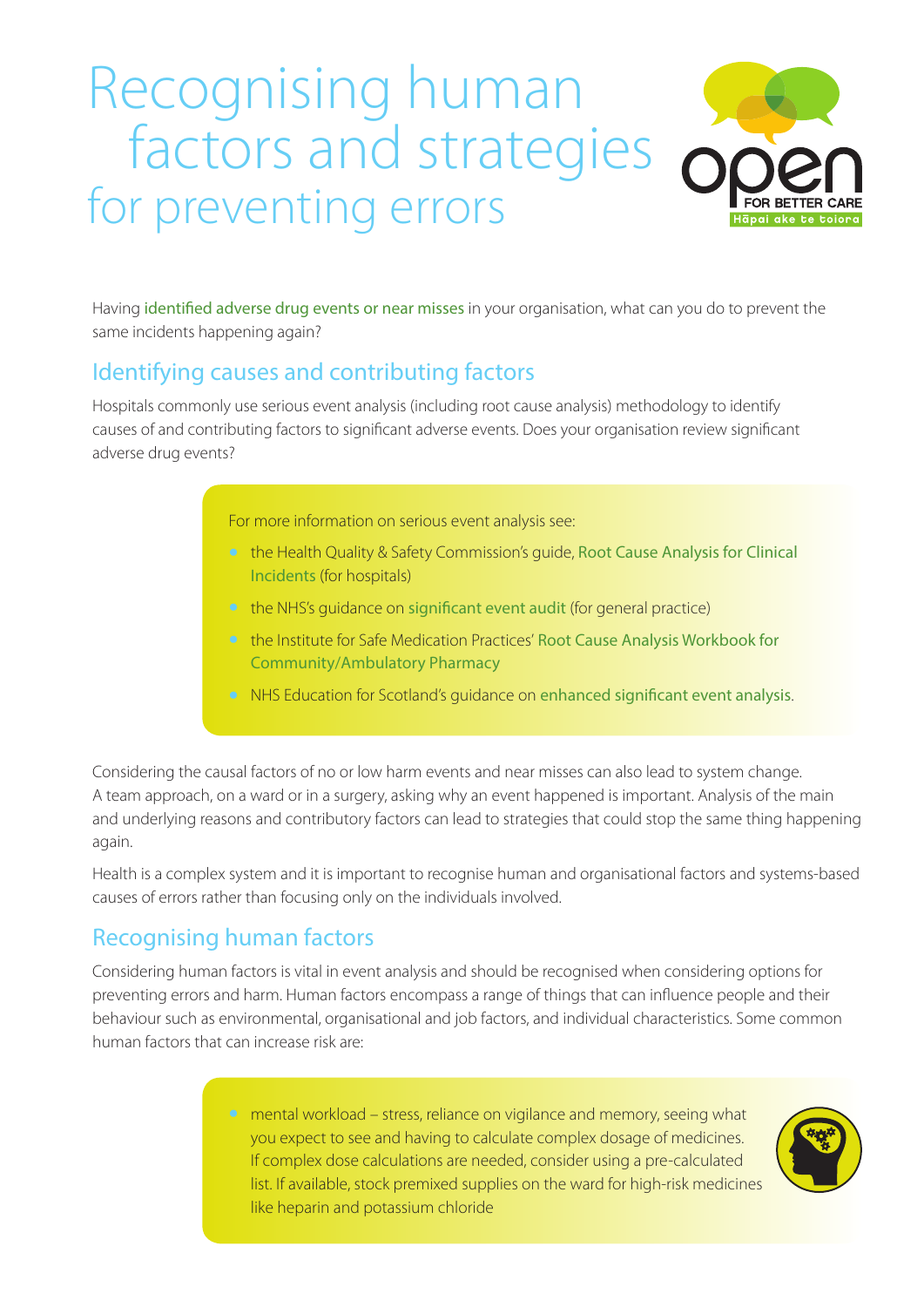# Recognising human factors and strategies for preventing errors

Having identified adverse drug events or near misses in your organisation, what can you do to prevent the same incidents happening again?

## Identifying causes and contributing factors

Hospitals commonly use serious event analysis (including root cause analysis) methodology to identify causes of and contributing factors to significant adverse events. Does your organisation review significant adverse drug events?

For more information on serious event analysis see:

- the Health Quality & Safety Commission's guide, Root Cause Analysis for Clinical Incidents (for hospitals)
- the NHS's guidance on significant event audit (for general practice)
- the Institute for Safe Medication Practices' Root Cause Analysis Workbook for Community/Ambulatory Pharmacy
- NHS Education for Scotland's guidance on enhanced significant event analysis.

Considering the causal factors of no or low harm events and near misses can also lead to system change. A team approach, on a ward or in a surgery, asking why an event happened is important. Analysis of the main and underlying reasons and contributory factors can lead to strategies that could stop the same thing happening again.

Health is a complex system and it is important to recognise human and organisational factors and systems-based causes of errors rather than focusing only on the individuals involved.

## Recognising human factors

Considering human factors is vital in event analysis and should be recognised when considering options for preventing errors and harm. Human factors encompass a range of things that can influence people and their behaviour such as environmental, organisational and job factors, and individual characteristics. Some common human factors that can increase risk are:

- mental workload – stress, reliance on vigilance and memory, seeing what you expect to see and having to calculate complex dosage of medicines. If complex dose calculations are needed, consider using a pre-calculated list. If available, stock premixed supplies on the ward for high-risk medicines like heparin and potassium chloride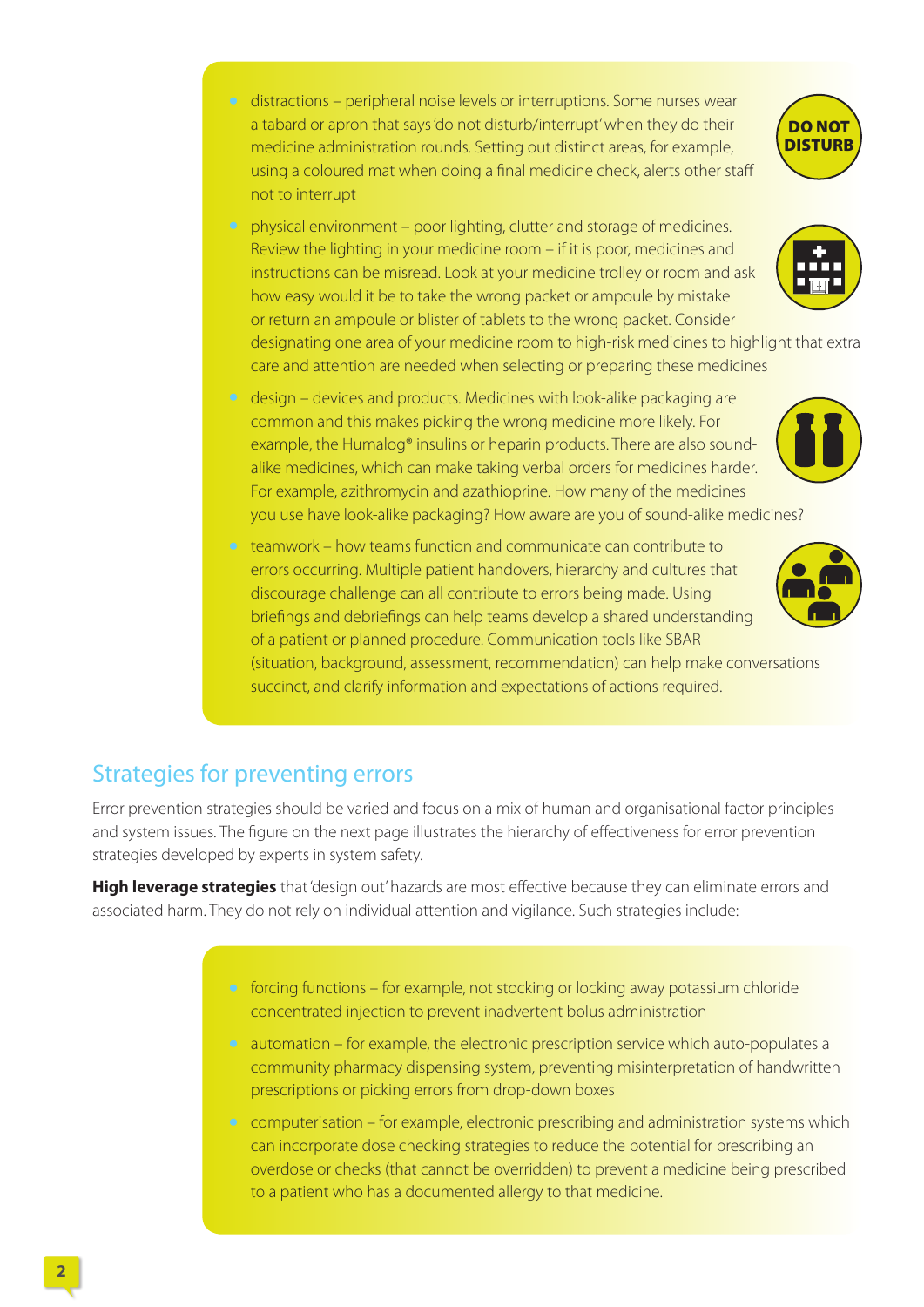- distractions – peripheral noise levels or interruptions. Some nurses wear a tabard or apron that says 'do not disturb/interrupt' when they do their medicine administration rounds. Setting out distinct areas, for example, using a coloured mat when doing a final medicine check, alerts other staff not to interrupt
- physical environment – poor lighting, clutter and storage of medicines. Review the lighting in your medicine room – if it is poor, medicines and instructions can be misread. Look at your medicine trolley or room and ask how easy would it be to take the wrong packet or ampoule by mistake or return an ampoule or blister of tablets to the wrong packet. Consider designating one area of your medicine room to high-risk medicines to highlight that extra care and attention are needed when selecting or preparing these medicines
- design – devices and products. Medicines with look-alike packaging are common and this makes picking the wrong medicine more likely. For example, the Humalog® insulins or heparin products. There are also sound-alike medicines, which can make taking verbal orders for medicines harder. For example, azithromycin and azathioprine. How many of the medicines you use have look-alike packaging? How aware are you of sound-alike medicines?
- teamwork – how teams function and communicate can contribute to errors occurring. Multiple patient handovers, hierarchy and cultures that discourage challenge can all contribute to errors being made. Using briefings and debriefings can help teams develop a shared understanding of a patient or planned procedure. Communication tools like SBAR (situation, background, assessment, recommendation) can help make conversations succinct, and clarify information and expectations of actions required.

## Strategies for preventing errors

Error prevention strategies should be varied and focus on a mix of human and organisational factor principles and system issues. The figure on the next page illustrates the hierarchy of effectiveness for error prevention strategies developed by experts in system safety.

**High leverage strategies** that 'design out' hazards are most effective because they can eliminate errors and associated harm. They do not rely on individual attention and vigilance. Such strategies include:

- forcing functions – for example, not stocking or locking away potassium chloride concentrated injection to prevent inadvertent bolus administration
- automation – for example, the electronic prescription service which auto-populates a community pharmacy dispensing system, preventing misinterpretation of handwritten prescriptions or picking errors from drop-down boxes
- computerisation – for example, electronic prescribing and administration systems which can incorporate dose checking strategies to reduce the potential for prescribing an overdose or checks (that cannot be overridden) to prevent a medicine being prescribed to a patient who has a documented allergy to that medicine.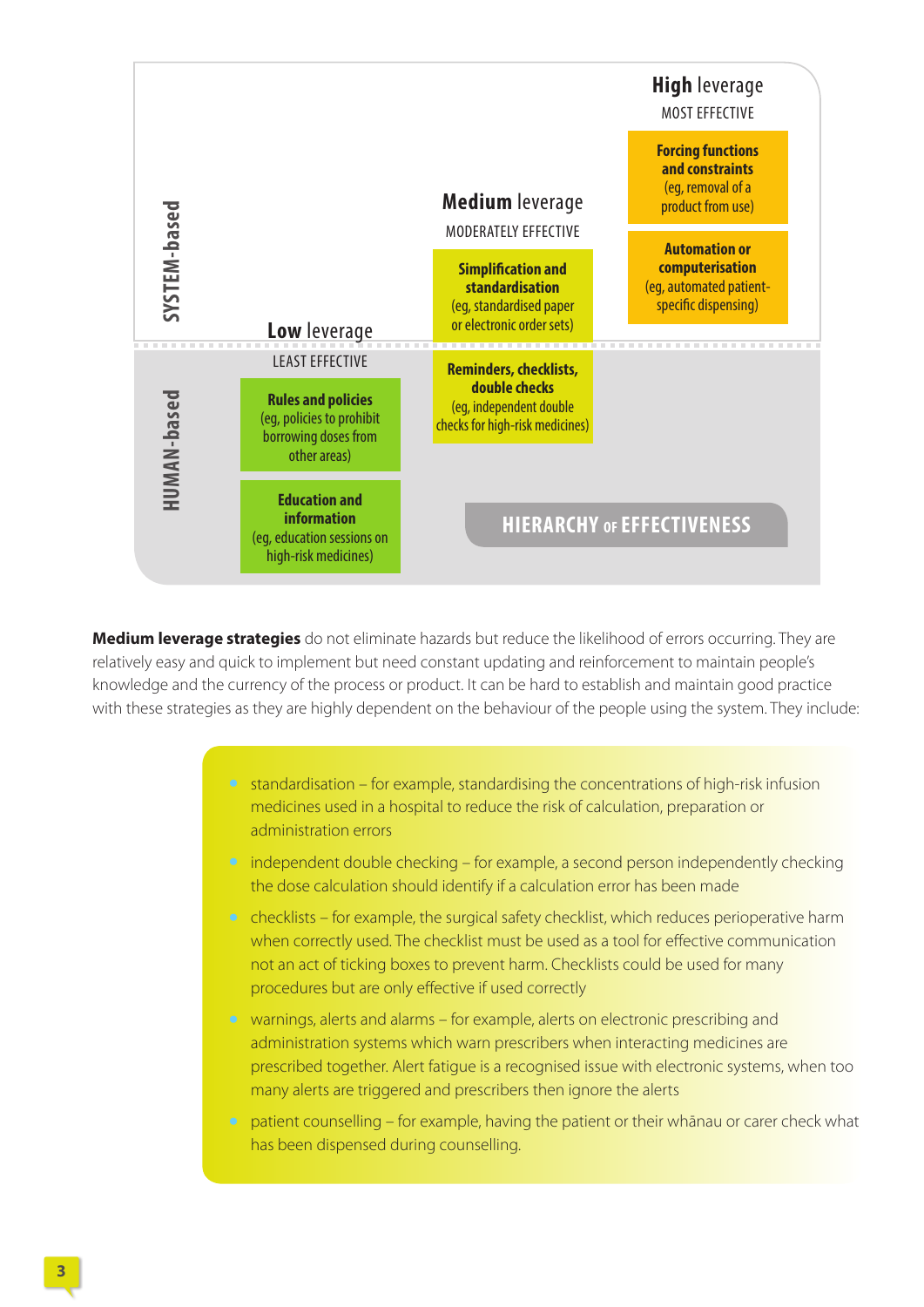SYSTEM-based

HUMAN-based

**High** leverage
MOST EFFECTIVE

**Forcing functions and constraints**
(eg, removal of a product from use)

**Automation or computerisation**
(eg, automated patient-specific dispensing)

**Medium** leverage
MODERATELY EFFECTIVE

**Simplification and standardisation**
(eg, standardised paper or electronic order sets)

**Reminders, checklists, double checks**
(eg, independent double checks for high-risk medicines)

**Low** leverage
LEAST EFFECTIVE

**Rules and policies**
(eg, policies to prohibit borrowing doses from other areas)

**Education and information**
(eg, education sessions on high-risk medicines)

**HIERARCHY OF EFFECTIVENESS**

**Medium leverage strategies** do not eliminate hazards but reduce the likelihood of errors occurring. They are relatively easy and quick to implement but need constant updating and reinforcement to maintain people's knowledge and the currency of the process or product. It can be hard to establish and maintain good practice with these strategies as they are highly dependent on the behaviour of the people using the system. They include:

- standardisation – for example, standardising the concentrations of high-risk infusion medicines used in a hospital to reduce the risk of calculation, preparation or administration errors
- independent double checking – for example, a second person independently checking the dose calculation should identify if a calculation error has been made
- checklists – for example, the surgical safety checklist, which reduces perioperative harm when correctly used. The checklist must be used as a tool for effective communication not an act of ticking boxes to prevent harm. Checklists could be used for many procedures but are only effective if used correctly
- warnings, alerts and alarms – for example, alerts on electronic prescribing and administration systems which warn prescribers when interacting medicines are prescribed together. Alert fatigue is a recognised issue with electronic systems, when too many alerts are triggered and prescribers then ignore the alerts
- patient counselling – for example, having the patient or their whānau or carer check what has been dispensed during counselling.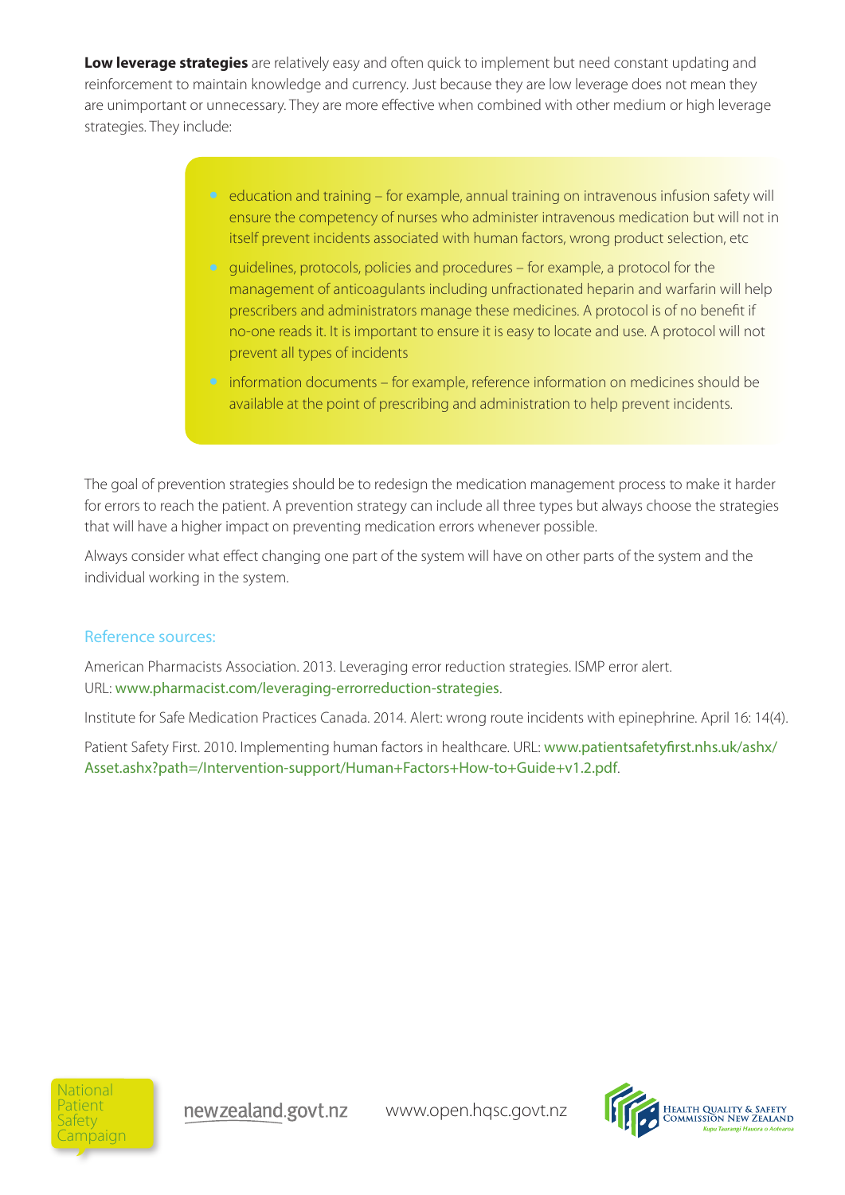**Low leverage strategies** are relatively easy and often quick to implement but need constant updating and reinforcement to maintain knowledge and currency. Just because they are low leverage does not mean they are unimportant or unnecessary. They are more effective when combined with other medium or high leverage strategies. They include:

- education and training – for example, annual training on intravenous infusion safety will ensure the competency of nurses who administer intravenous medication but will not in itself prevent incidents associated with human factors, wrong product selection, etc
- guidelines, protocols, policies and procedures – for example, a protocol for the management of anticoagulants including unfractionated heparin and warfarin will help prescribers and administrators manage these medicines. A protocol is of no benefit if no-one reads it. It is important to ensure it is easy to locate and use. A protocol will not prevent all types of incidents
- information documents – for example, reference information on medicines should be available at the point of prescribing and administration to help prevent incidents.

The goal of prevention strategies should be to redesign the medication management process to make it harder for errors to reach the patient. A prevention strategy can include all three types but always choose the strategies that will have a higher impact on preventing medication errors whenever possible.

Always consider what effect changing one part of the system will have on other parts of the system and the individual working in the system.

## Reference sources:

American Pharmacists Association. 2013. Leveraging error reduction strategies. ISMP error alert. URL: www.pharmacist.com/leveraging-errorreduction-strategies.

Institute for Safe Medication Practices Canada. 2014. Alert: wrong route incidents with epinephrine. April 16: 14(4).

Patient Safety First. 2010. Implementing human factors in healthcare. URL: www.patientsafetyfirst.nhs.uk/ashx/Asset.ashx?path=/Intervention-support/Human+Factors+How-to+Guide+v1.2.pdf.

National Patient Safety Campaign

newzealand.govt.nz

www.open.hqsc.govt.nz

Health Quality & Safety Commission New Zealand
Kupu Taurangi Hauora o Aotearoa